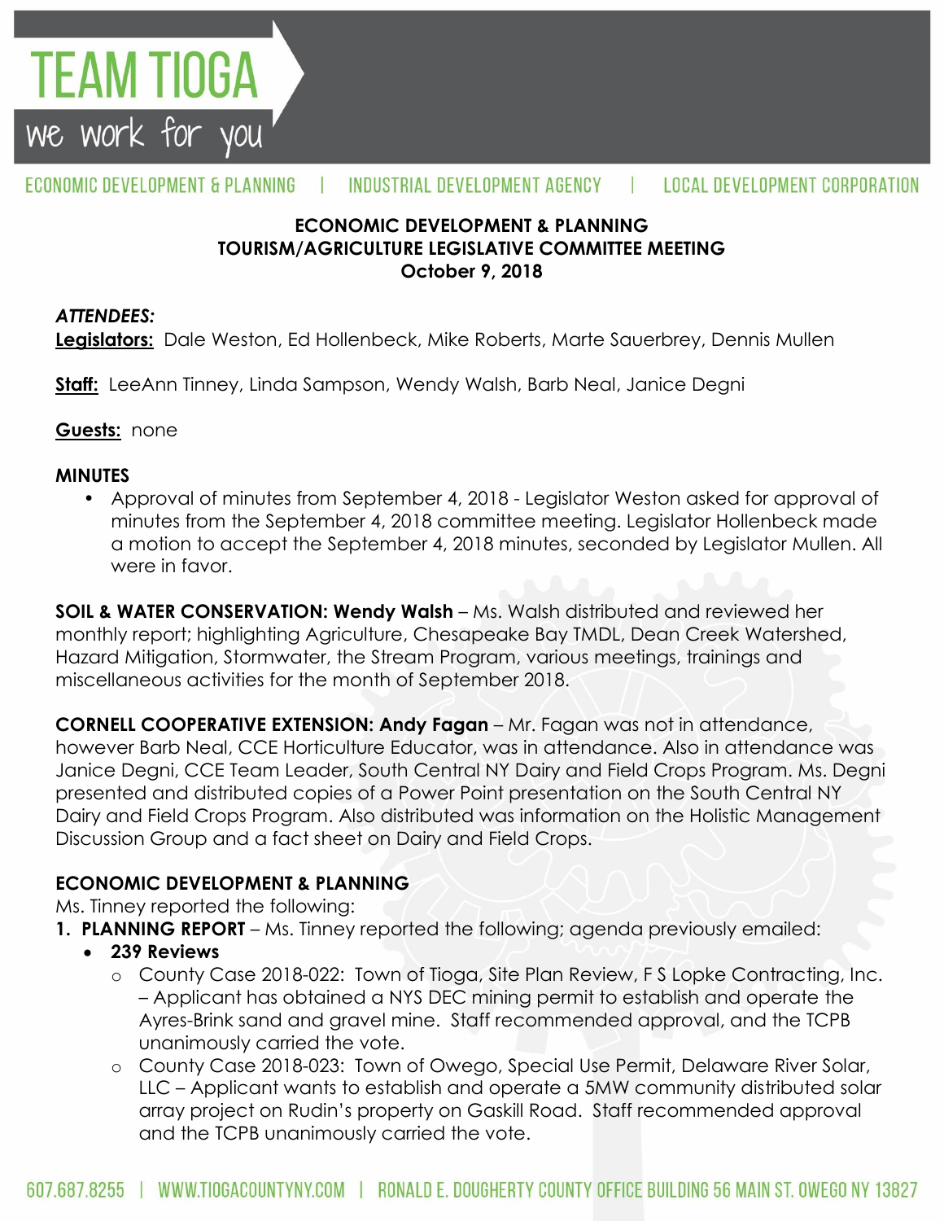# ECONOMIC DEVELOPMENT & PLANNING
## TOURISM/AGRICULTURE LEGISLATIVE COMMITTEE MEETING
### October 9, 2018

***ATTENDEES:***

**Legislators:** Dale Weston, Ed Hollenbeck, Mike Roberts, Marte Sauerbrey, Dennis Mullen

**Staff:** LeeAnn Tinney, Linda Sampson, Wendy Walsh, Barb Neal, Janice Degni

**Guests:** none

**MINUTES**

- Approval of minutes from September 4, 2018 - Legislator Weston asked for approval of minutes from the September 4, 2018 committee meeting. Legislator Hollenbeck made a motion to accept the September 4, 2018 minutes, seconded by Legislator Mullen. All were in favor.

**SOIL & WATER CONSERVATION: Wendy Walsh** – Ms. Walsh distributed and reviewed her monthly report; highlighting Agriculture, Chesapeake Bay TMDL, Dean Creek Watershed, Hazard Mitigation, Stormwater, the Stream Program, various meetings, trainings and miscellaneous activities for the month of September 2018.

**CORNELL COOPERATIVE EXTENSION: Andy Fagan** – Mr. Fagan was not in attendance, however Barb Neal, CCE Horticulture Educator, was in attendance. Also in attendance was Janice Degni, CCE Team Leader, South Central NY Dairy and Field Crops Program. Ms. Degni presented and distributed copies of a Power Point presentation on the South Central NY Dairy and Field Crops Program. Also distributed was information on the Holistic Management Discussion Group and a fact sheet on Dairy and Field Crops.

**ECONOMIC DEVELOPMENT & PLANNING**

Ms. Tinney reported the following:

1. **PLANNING REPORT** – Ms. Tinney reported the following; agenda previously emailed:
   - **239 Reviews**
     - County Case 2018-022: Town of Tioga, Site Plan Review, F S Lopke Contracting, Inc. – Applicant has obtained a NYS DEC mining permit to establish and operate the Ayres-Brink sand and gravel mine. Staff recommended approval, and the TCPB unanimously carried the vote.
     - County Case 2018-023: Town of Owego, Special Use Permit, Delaware River Solar, LLC – Applicant wants to establish and operate a 5MW community distributed solar array project on Rudin's property on Gaskill Road. Staff recommended approval and the TCPB unanimously carried the vote.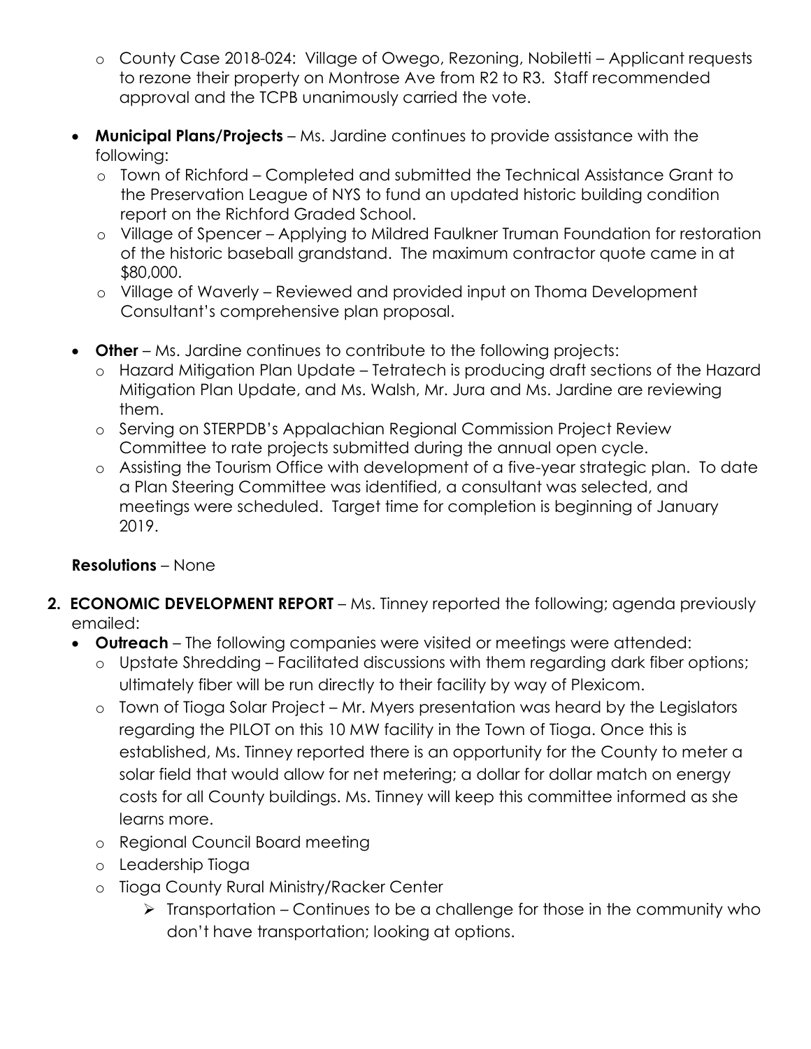- County Case 2018-024: Village of Owego, Rezoning, Nobiletti – Applicant requests to rezone their property on Montrose Ave from R2 to R3. Staff recommended approval and the TCPB unanimously carried the vote.

- **Municipal Plans/Projects** – Ms. Jardine continues to provide assistance with the following:
    - Town of Richford – Completed and submitted the Technical Assistance Grant to the Preservation League of NYS to fund an updated historic building condition report on the Richford Graded School.
    - Village of Spencer – Applying to Mildred Faulkner Truman Foundation for restoration of the historic baseball grandstand. The maximum contractor quote came in at $80,000.
    - Village of Waverly – Reviewed and provided input on Thoma Development Consultant's comprehensive plan proposal.

- **Other** – Ms. Jardine continues to contribute to the following projects:
    - Hazard Mitigation Plan Update – Tetratech is producing draft sections of the Hazard Mitigation Plan Update, and Ms. Walsh, Mr. Jura and Ms. Jardine are reviewing them.
    - Serving on STERPDB's Appalachian Regional Commission Project Review Committee to rate projects submitted during the annual open cycle.
    - Assisting the Tourism Office with development of a five-year strategic plan. To date a Plan Steering Committee was identified, a consultant was selected, and meetings were scheduled. Target time for completion is beginning of January 2019.

**Resolutions** – None

2. **ECONOMIC DEVELOPMENT REPORT** – Ms. Tinney reported the following; agenda previously emailed:
    - **Outreach** – The following companies were visited or meetings were attended:
        - Upstate Shredding – Facilitated discussions with them regarding dark fiber options; ultimately fiber will be run directly to their facility by way of Plexicom.
        - Town of Tioga Solar Project – Mr. Myers presentation was heard by the Legislators regarding the PILOT on this 10 MW facility in the Town of Tioga. Once this is established, Ms. Tinney reported there is an opportunity for the County to meter a solar field that would allow for net metering; a dollar for dollar match on energy costs for all County buildings. Ms. Tinney will keep this committee informed as she learns more.
        - Regional Council Board meeting
        - Leadership Tioga
        - Tioga County Rural Ministry/Racker Center
            - Transportation – Continues to be a challenge for those in the community who don't have transportation; looking at options.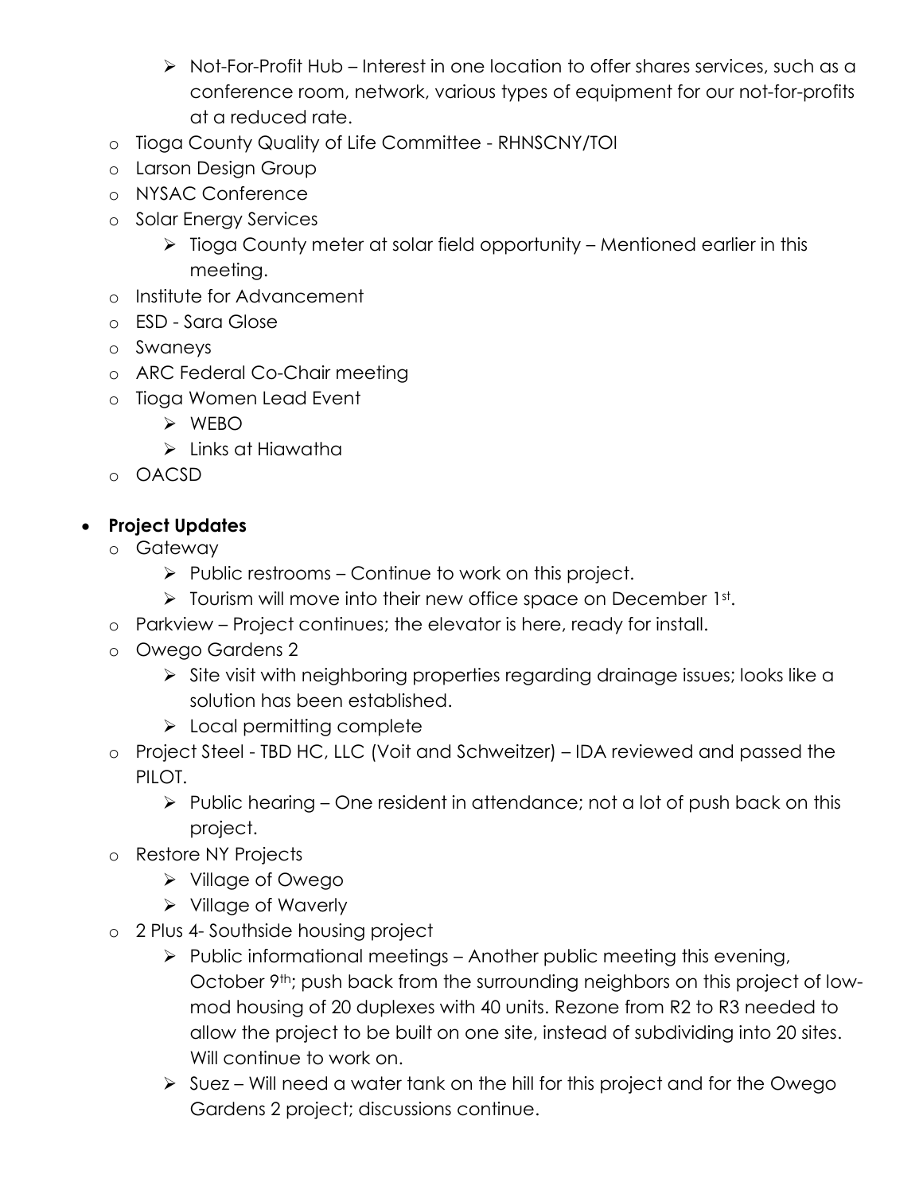- Not-For-Profit Hub – Interest in one location to offer shares services, such as a conference room, network, various types of equipment for our not-for-profits at a reduced rate.
  - Tioga County Quality of Life Committee - RHNSCNY/TOI
  - Larson Design Group
  - NYSAC Conference
  - Solar Energy Services
    - Tioga County meter at solar field opportunity – Mentioned earlier in this meeting.
  - Institute for Advancement
  - ESD - Sara Glose
  - Swaneys
  - ARC Federal Co-Chair meeting
  - Tioga Women Lead Event
    - WEBO
    - Links at Hiawatha
  - OACSD

- **Project Updates**
  - Gateway
    - Public restrooms – Continue to work on this project.
    - Tourism will move into their new office space on December 1st.
  - Parkview – Project continues; the elevator is here, ready for install.
  - Owego Gardens 2
    - Site visit with neighboring properties regarding drainage issues; looks like a solution has been established.
    - Local permitting complete
  - Project Steel - TBD HC, LLC (Voit and Schweitzer) – IDA reviewed and passed the PILOT.
    - Public hearing – One resident in attendance; not a lot of push back on this project.
  - Restore NY Projects
    - Village of Owego
    - Village of Waverly
  - 2 Plus 4- Southside housing project
    - Public informational meetings – Another public meeting this evening, October 9th; push back from the surrounding neighbors on this project of low-mod housing of 20 duplexes with 40 units. Rezone from R2 to R3 needed to allow the project to be built on one site, instead of subdividing into 20 sites. Will continue to work on.
    - Suez – Will need a water tank on the hill for this project and for the Owego Gardens 2 project; discussions continue.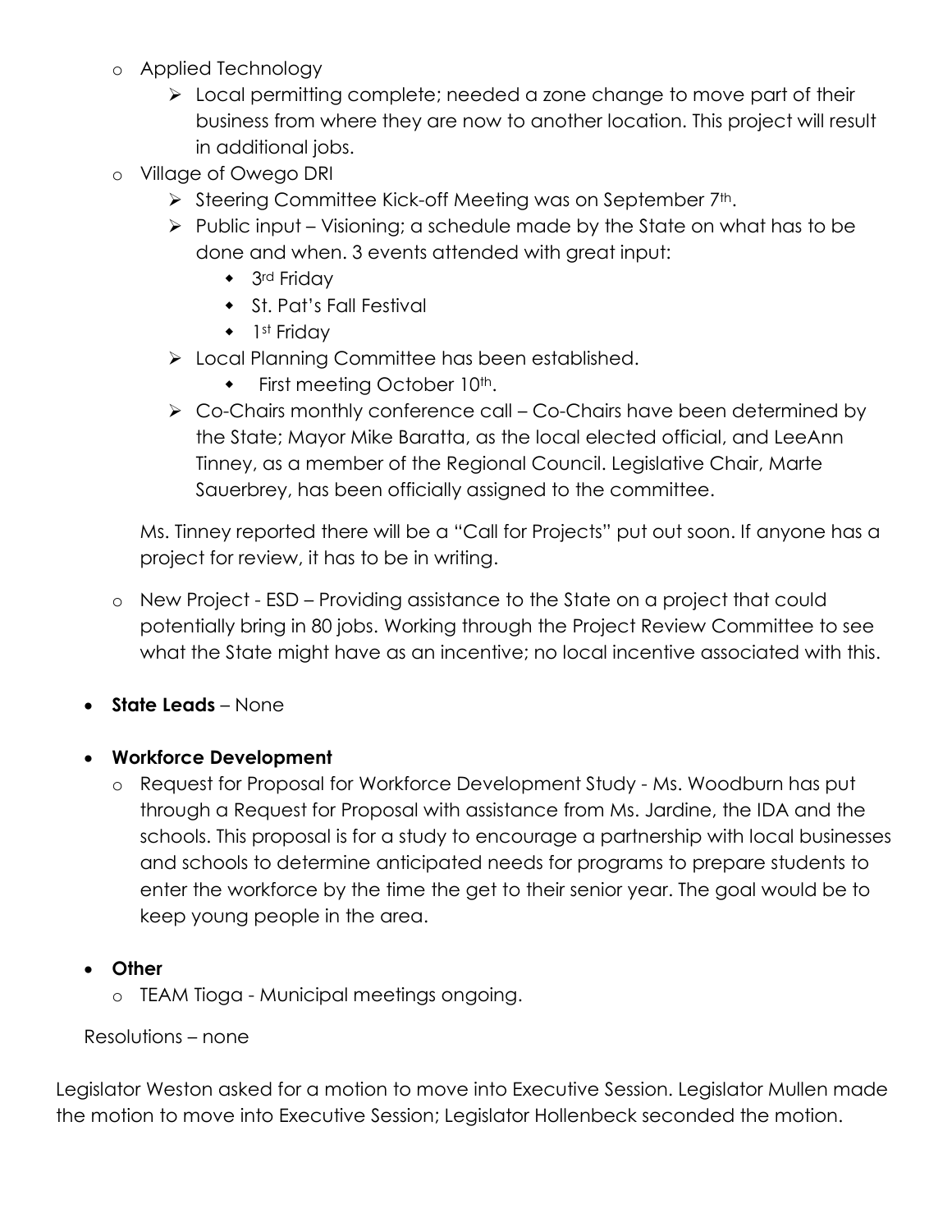- Applied Technology
  - Local permitting complete; needed a zone change to move part of their business from where they are now to another location. This project will result in additional jobs.
- Village of Owego DRI
  - Steering Committee Kick-off Meeting was on September 7th.
  - Public input – Visioning; a schedule made by the State on what has to be done and when. 3 events attended with great input:
    - 3rd Friday
    - St. Pat's Fall Festival
    - 1st Friday
  - Local Planning Committee has been established.
    - First meeting October 10th.
  - Co-Chairs monthly conference call – Co-Chairs have been determined by the State; Mayor Mike Baratta, as the local elected official, and LeeAnn Tinney, as a member of the Regional Council. Legislative Chair, Marte Sauerbrey, has been officially assigned to the committee.

  Ms. Tinney reported there will be a "Call for Projects" put out soon. If anyone has a project for review, it has to be in writing.

- New Project - ESD – Providing assistance to the State on a project that could potentially bring in 80 jobs. Working through the Project Review Committee to see what the State might have as an incentive; no local incentive associated with this.

- **State Leads** – None

- **Workforce Development**
  - Request for Proposal for Workforce Development Study - Ms. Woodburn has put through a Request for Proposal with assistance from Ms. Jardine, the IDA and the schools. This proposal is for a study to encourage a partnership with local businesses and schools to determine anticipated needs for programs to prepare students to enter the workforce by the time the get to their senior year. The goal would be to keep young people in the area.

- **Other**
  - TEAM Tioga - Municipal meetings ongoing.

Resolutions – none

Legislator Weston asked for a motion to move into Executive Session. Legislator Mullen made the motion to move into Executive Session; Legislator Hollenbeck seconded the motion.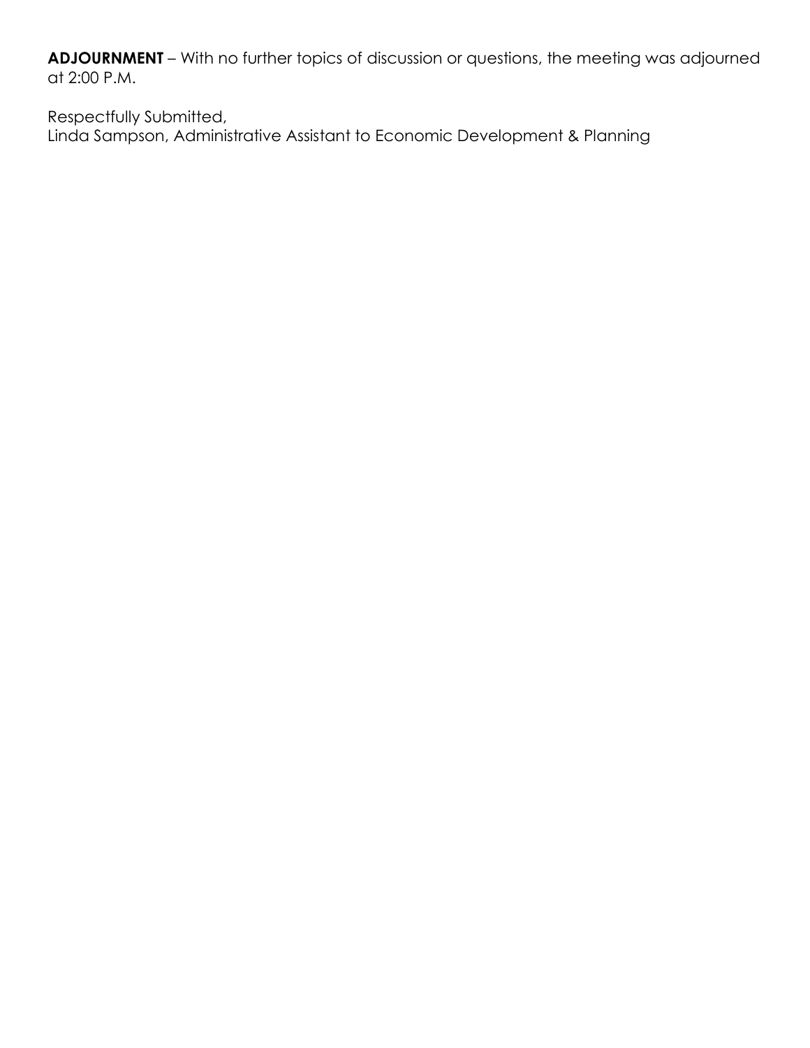**ADJOURNMENT** – With no further topics of discussion or questions, the meeting was adjourned at 2:00 P.M.

Respectfully Submitted,
Linda Sampson, Administrative Assistant to Economic Development & Planning